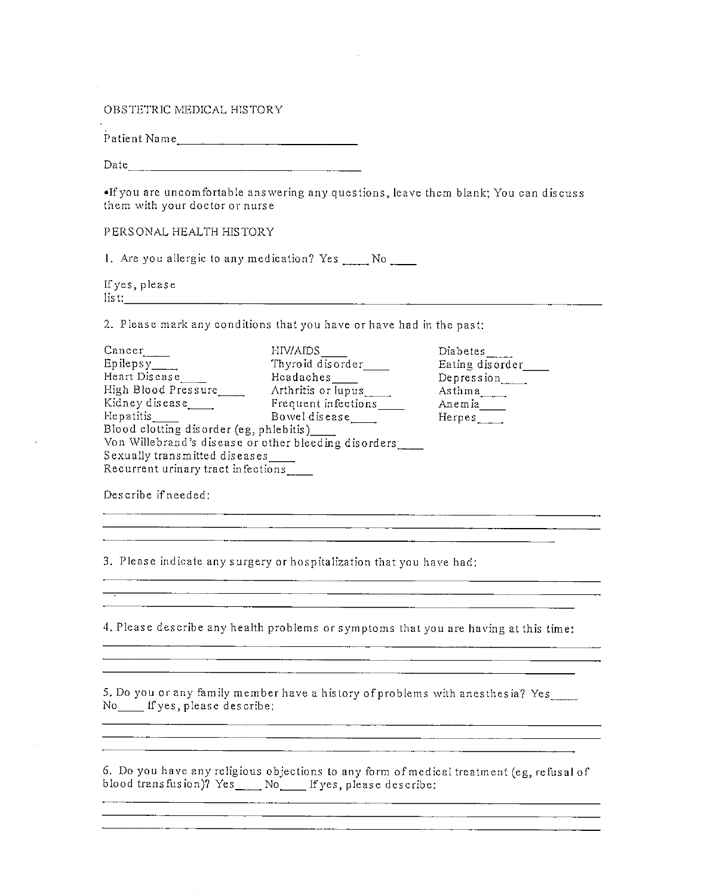# OBSTETRIC MEDICAL HISTORY

Patient Name______________________________

Date______________________________________

•If you are uncomfortable answering any questions, leave them blank; You can discuss them with your doctor or nurse

## PERSONAL HEALTH HISTORY

1. Are you allergic to any medication? Yes ____ No ____

If yes, please list:_____________________________________________________________________________

2. Please mark any conditions that you have or have had in the past:

Cancer____
Epilepsy____
Heart Disease____
High Blood Pressure____
Kidney disease____
Hepatitis____
HIV/AIDS____
Thyroid disorder____
Headaches____
Arthritis or lupus____
Frequent infections____
Bowel disease____
Diabetes____
Eating disorder____
Depression____
Asthma____
Anemia____
Herpes____
Blood clotting disorder (eg, phlebitis)____
Von Willebrand's disease or other bleeding disorders____
Sexually transmitted diseases____
Recurrent urinary tract infections____

Describe if needed:

_____________________________________________________________________________
_____________________________________________________________________________
_____________________________________________________________________________

3. Please indicate any surgery or hospitalization that you have had:

_____________________________________________________________________________
_____________________________________________________________________________
_____________________________________________________________________________

4. Please describe any health problems or symptoms that you are having at this time:

_____________________________________________________________________________
_____________________________________________________________________________
_____________________________________________________________________________

5. Do you or any family member have a history of problems with anesthesia? Yes____ No____ If yes, please describe:

_____________________________________________________________________________
_____________________________________________________________________________
_____________________________________________________________________________

6. Do you have any religious objections to any form of medical treatment (eg, refusal of blood transfusion)? Yes____ No____ If yes, please describe:

_____________________________________________________________________________
_____________________________________________________________________________
_____________________________________________________________________________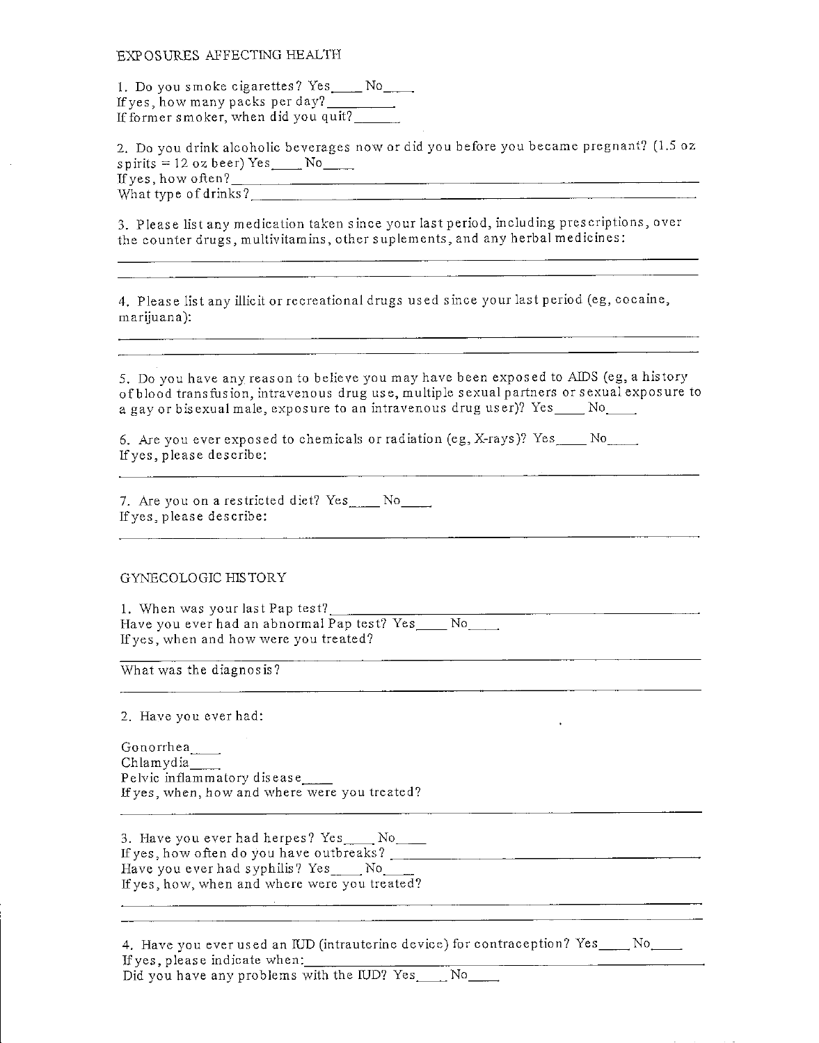## EXPOSURES AFFECTING HEALTH

1. Do you smoke cigarettes? Yes____ No____
If yes, how many packs per day?________
If former smoker, when did you quit?______

2. Do you drink alcoholic beverages now or did you before you became pregnant? (1.5 oz spirits = 12 oz beer) Yes____ No____
If yes, how often?____________________
What type of drinks?____________________

3. Please list any medication taken since your last period, including prescriptions, over the counter drugs, multivitamins, other suplements, and any herbal medicines:
____________________
____________________

4. Please list any illicit or recreational drugs used since your last period (eg, cocaine, marijuana):
____________________
____________________

5. Do you have any reason to believe you may have been exposed to AIDS (eg, a history of blood transfusion, intravenous drug use, multiple sexual partners or sexual exposure to a gay or bisexual male, exposure to an intravenous drug user)? Yes____ No____

6. Are you ever exposed to chemicals or radiation (eg, X-rays)? Yes____ No____
If yes, please describe:
____________________

7. Are you on a restricted diet? Yes____ No____
If yes, please describe:
____________________

## GYNECOLOGIC HISTORY

1. When was your last Pap test?____________________
Have you ever had an abnormal Pap test? Yes____ No____
If yes, when and how were you treated?
____________________
What was the diagnosis?
____________________

2. Have you ever had:

Gonorrhea____
Chlamydia____
Pelvic inflammatory disease____
If yes, when, how and where were you treated?
____________________

3. Have you ever had herpes? Yes____ No____
If yes, how often do you have outbreaks?____________________
Have you ever had syphilis? Yes____ No____
If yes, how, when and where were you treated?
____________________
____________________

4. Have you ever used an IUD (intrauterine device) for contraception? Yes____ No____
If yes, please indicate when:____________________
Did you have any problems with the IUD? Yes____ No____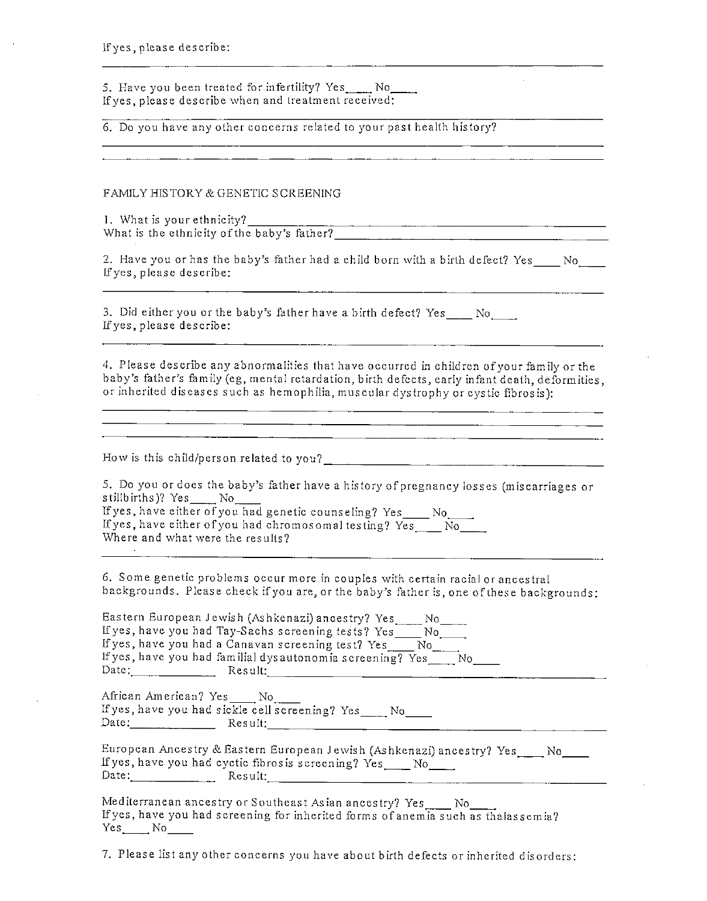If yes, please describe:

______________________________________________________________________

5. Have you been treated for infertility? Yes____ No____
If yes, please describe when and treatment received:

______________________________________________________________________

6. Do you have any other concerns related to your past health history?

______________________________________________________________________

______________________________________________________________________

FAMILY HISTORY & GENETIC SCREENING

1. What is your ethnicity?______________________________________________
What is the ethnicity of the baby's father?______________________________

2. Have you or has the baby's father had a child born with a birth defect? Yes____ No____
If yes, please describe:

______________________________________________________________________

3. Did either you or the baby's father have a birth defect? Yes____ No____
If yes, please describe:

______________________________________________________________________

4. Please describe any abnormalities that have occurred in children of your family or the baby's father's family (eg, mental retardation, birth defects, early infant death, deformities, or inherited diseases such as hemophilia, muscular dystrophy or cystic fibrosis):

______________________________________________________________________

______________________________________________________________________

______________________________________________________________________

How is this child/person related to you?__________________________________

5. Do you or does the baby's father have a history of pregnancy losses (miscarriages or stillbirths)? Yes____ No____
If yes, have either of you had genetic counseling? Yes____ No____
If yes, have either of you had chromosomal testing? Yes____ No____
Where and what were the results?

______________________________________________________________________

6. Some genetic problems occur more in couples with certain racial or ancestral backgrounds. Please check if you are, or the baby's father is, one of these backgrounds:

Eastern European Jewish (Ashkenazi) ancestry? Yes____ No____
If yes, have you had Tay-Sachs screening tests? Yes____ No____
If yes, have you had a Canavan screening test? Yes____ No____
If yes, have you had familial dysautonomia screening? Yes____ No____
Date:____________ Result:________________________________________________

African American? Yes____ No____
If yes, have you had sickle cell screening? Yes____ No____
Date:____________ Result:________________________________________________

European Ancestry & Eastern European Jewish (Ashkenazi) ancestry? Yes____ No____
If yes, have you had cyctic fibrosis screening? Yes____ No____
Date:____________ Result:________________________________________________

Mediterranean ancestry or Southeast Asian ancestry? Yes____ No____
If yes, have you had screening for inherited forms of anemia such as thalassemia?
Yes____ No____

7. Please list any other concerns you have about birth defects or inherited disorders: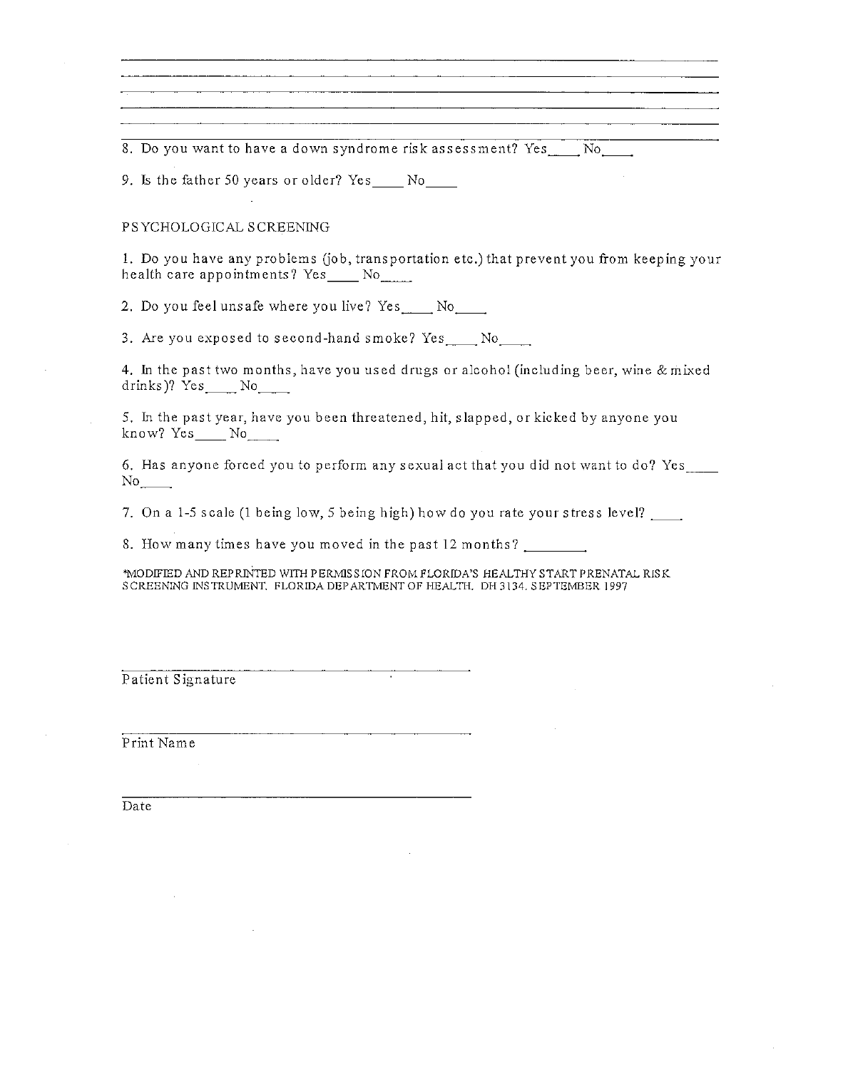8. Do you want to have a down syndrome risk assessment? Yes____ No____

9. Is the father 50 years or older? Yes____ No____

PSYCHOLOGICAL SCREENING

1. Do you have any problems (job, transportation etc.) that prevent you from keeping your health care appointments? Yes____ No____

2. Do you feel unsafe where you live? Yes____ No____

3. Are you exposed to second-hand smoke? Yes____ No____

4. In the past two months, have you used drugs or alcohol (including beer, wine & mixed drinks)? Yes____ No____

5. In the past year, have you been threatened, hit, slapped, or kicked by anyone you know? Yes____ No____

6. Has anyone forced you to perform any sexual act that you did not want to do? Yes____ No____

7. On a 1-5 scale (1 being low, 5 being high) how do you rate your stress level? ____

8. How many times have you moved in the past 12 months? ________

*MODIFIED AND REPRINTED WITH PERMISSION FROM FLORIDA'S HEALTHY START PRENATAL RISK SCREENING INSTRUMENT. FLORIDA DEPARTMENT OF HEALTH. DH 3134. SEPTEMBER 1997

______________________________
Patient Signature

______________________________
Print Name

______________________________
Date